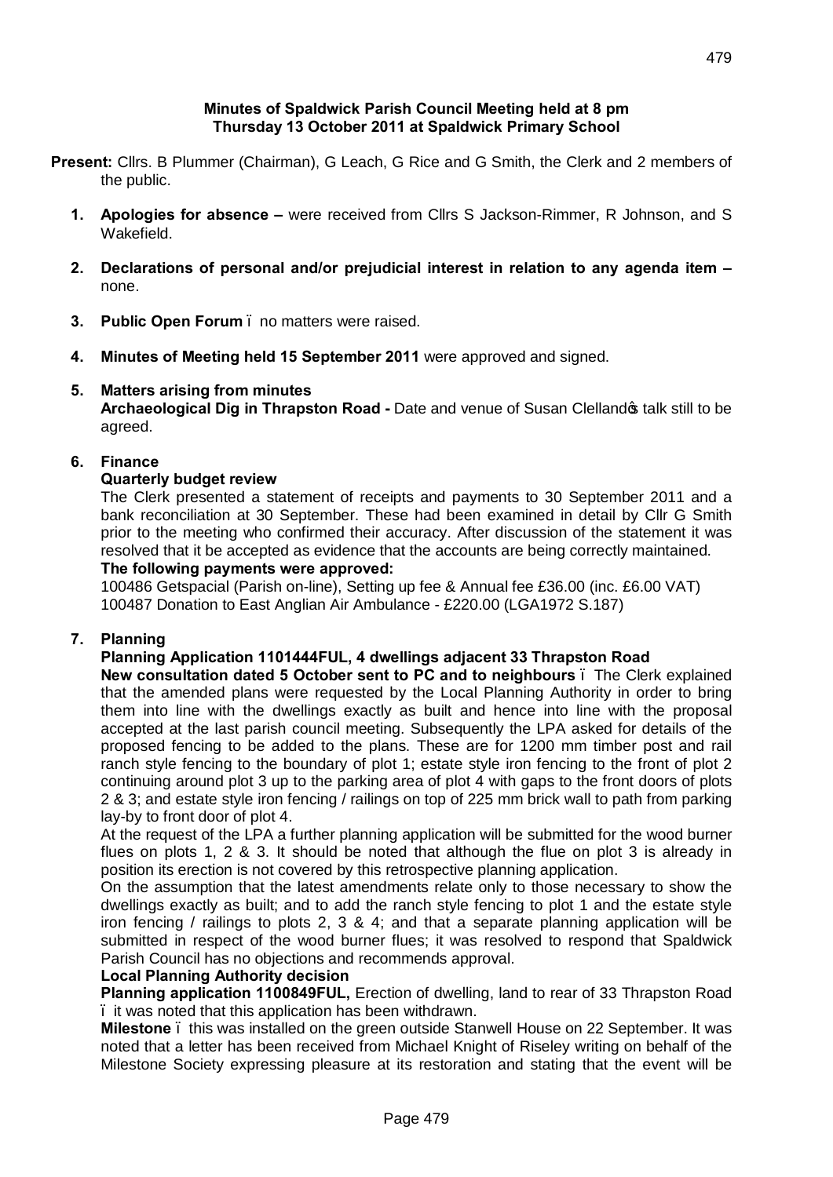# Minutes of Spaldwick Parish Council Meeting held at 8 pm
## Thursday 13 October 2011 at Spaldwick Primary School

**Present:** Cllrs. B Plummer (Chairman), G Leach, G Rice and G Smith, the Clerk and 2 members of the public.

1. **Apologies for absence –** were received from Cllrs S Jackson-Rimmer, R Johnson, and S Wakefield.

2. **Declarations of personal and/or prejudicial interest in relation to any agenda item –** none.

3. **Public Open Forum** – no matters were raised.

4. **Minutes of Meeting held 15 September 2011** were approved and signed.

5. **Matters arising from minutes**
   **Archaeological Dig in Thrapston Road -** Date and venue of Susan Clelland's talk still to be agreed.

6. **Finance**
   **Quarterly budget review**
   The Clerk presented a statement of receipts and payments to 30 September 2011 and a bank reconciliation at 30 September. These had been examined in detail by Cllr G Smith prior to the meeting who confirmed their accuracy. After discussion of the statement it was resolved that it be accepted as evidence that the accounts are being correctly maintained.
   **The following payments were approved:**
   100486 Getspacial (Parish on-line), Setting up fee & Annual fee £36.00 (inc. £6.00 VAT)
   100487 Donation to East Anglian Air Ambulance - £220.00 (LGA1972 S.187)

7. **Planning**
   **Planning Application 1101444FUL, 4 dwellings adjacent 33 Thrapston Road**
   **New consultation dated 5 October sent to PC and to neighbours** – The Clerk explained that the amended plans were requested by the Local Planning Authority in order to bring them into line with the dwellings exactly as built and hence into line with the proposal accepted at the last parish council meeting. Subsequently the LPA asked for details of the proposed fencing to be added to the plans. These are for 1200 mm timber post and rail ranch style fencing to the boundary of plot 1; estate style iron fencing to the front of plot 2 continuing around plot 3 up to the parking area of plot 4 with gaps to the front doors of plots 2 & 3; and estate style iron fencing / railings on top of 225 mm brick wall to path from parking lay-by to front door of plot 4.
   At the request of the LPA a further planning application will be submitted for the wood burner flues on plots 1, 2 & 3. It should be noted that although the flue on plot 3 is already in position its erection is not covered by this retrospective planning application.
   On the assumption that the latest amendments relate only to those necessary to show the dwellings exactly as built; and to add the ranch style fencing to plot 1 and the estate style iron fencing / railings to plots 2, 3 & 4; and that a separate planning application will be submitted in respect of the wood burner flues; it was resolved to respond that Spaldwick Parish Council has no objections and recommends approval.
   **Local Planning Authority decision**
   **Planning application 1100849FUL,** Erection of dwelling, land to rear of 33 Thrapston Road – it was noted that this application has been withdrawn.
   **Milestone** – this was installed on the green outside Stanwell House on 22 September. It was noted that a letter has been received from Michael Knight of Riseley writing on behalf of the Milestone Society expressing pleasure at its restoration and stating that the event will be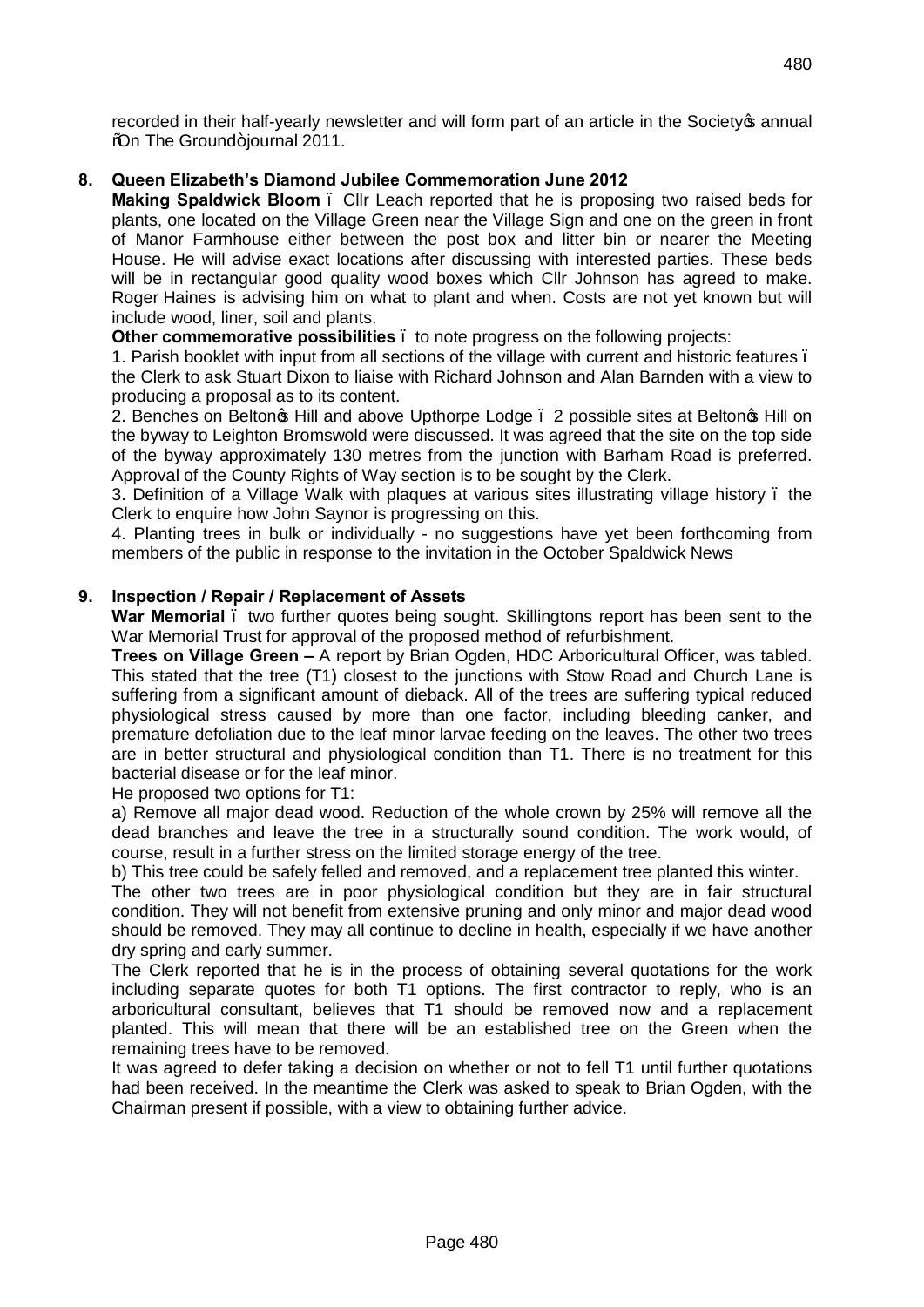recorded in their half-yearly newsletter and will form part of an article in the Society's annual "On The Ground" journal 2011.

**8. Queen Elizabeth's Diamond Jubilee Commemoration June 2012**

**Making Spaldwick Bloom** – Cllr Leach reported that he is proposing two raised beds for plants, one located on the Village Green near the Village Sign and one on the green in front of Manor Farmhouse either between the post box and litter bin or nearer the Meeting House. He will advise exact locations after discussing with interested parties. These beds will be in rectangular good quality wood boxes which Cllr Johnson has agreed to make. Roger Haines is advising him on what to plant and when. Costs are not yet known but will include wood, liner, soil and plants.

**Other commemorative possibilities** – to note progress on the following projects:

1. Parish booklet with input from all sections of the village with current and historic features – the Clerk to ask Stuart Dixon to liaise with Richard Johnson and Alan Barnden with a view to producing a proposal as to its content.
2. Benches on Belton's Hill and above Upthorpe Lodge – 2 possible sites at Belton's Hill on the byway to Leighton Bromswold were discussed. It was agreed that the site on the top side of the byway approximately 130 metres from the junction with Barham Road is preferred. Approval of the County Rights of Way section is to be sought by the Clerk.
3. Definition of a Village Walk with plaques at various sites illustrating village history – the Clerk to enquire how John Saynor is progressing on this.
4. Planting trees in bulk or individually - no suggestions have yet been forthcoming from members of the public in response to the invitation in the October Spaldwick News

**9. Inspection / Repair / Replacement of Assets**

**War Memorial** – two further quotes being sought. Skillingtons report has been sent to the War Memorial Trust for approval of the proposed method of refurbishment.

**Trees on Village Green –** A report by Brian Ogden, HDC Arboricultural Officer, was tabled. This stated that the tree (T1) closest to the junctions with Stow Road and Church Lane is suffering from a significant amount of dieback. All of the trees are suffering typical reduced physiological stress caused by more than one factor, including bleeding canker, and premature defoliation due to the leaf minor larvae feeding on the leaves. The other two trees are in better structural and physiological condition than T1. There is no treatment for this bacterial disease or for the leaf minor.

He proposed two options for T1:

a) Remove all major dead wood. Reduction of the whole crown by 25% will remove all the dead branches and leave the tree in a structurally sound condition. The work would, of course, result in a further stress on the limited storage energy of the tree.

b) This tree could be safely felled and removed, and a replacement tree planted this winter.

The other two trees are in poor physiological condition but they are in fair structural condition. They will not benefit from extensive pruning and only minor and major dead wood should be removed. They may all continue to decline in health, especially if we have another dry spring and early summer.

The Clerk reported that he is in the process of obtaining several quotations for the work including separate quotes for both T1 options. The first contractor to reply, who is an arboricultural consultant, believes that T1 should be removed now and a replacement planted. This will mean that there will be an established tree on the Green when the remaining trees have to be removed.

It was agreed to defer taking a decision on whether or not to fell T1 until further quotations had been received. In the meantime the Clerk was asked to speak to Brian Ogden, with the Chairman present if possible, with a view to obtaining further advice.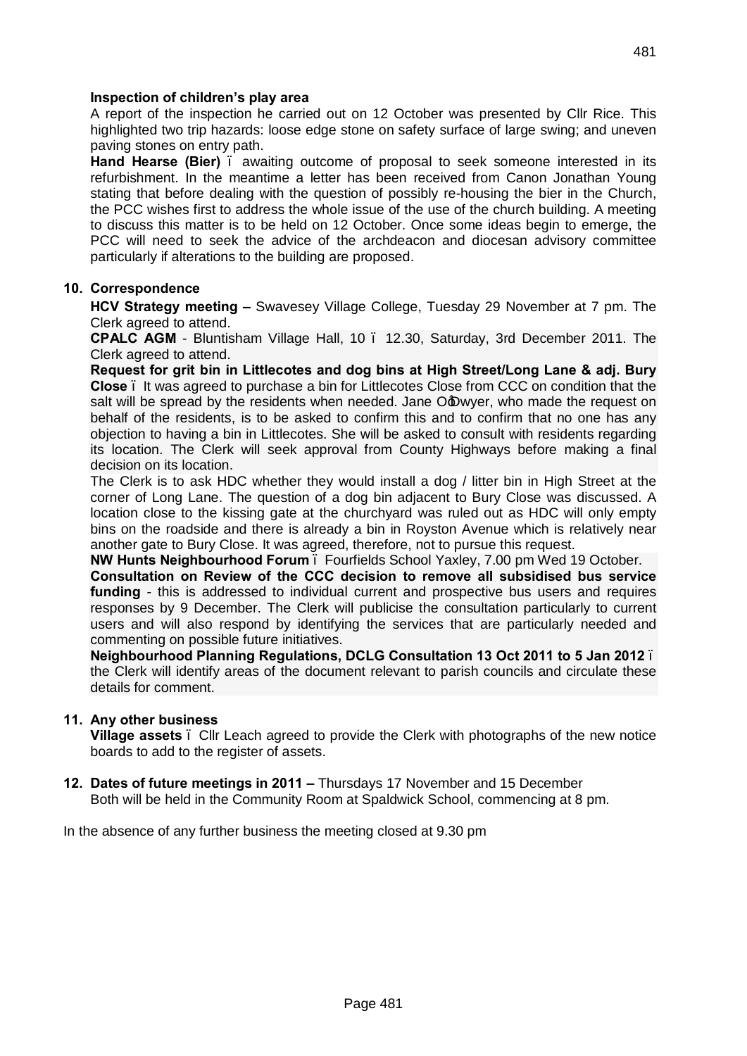**Inspection of children's play area**

A report of the inspection he carried out on 12 October was presented by Cllr Rice. This highlighted two trip hazards: loose edge stone on safety surface of large swing; and uneven paving stones on entry path.

**Hand Hearse (Bier)** – awaiting outcome of proposal to seek someone interested in its refurbishment. In the meantime a letter has been received from Canon Jonathan Young stating that before dealing with the question of possibly re-housing the bier in the Church, the PCC wishes first to address the whole issue of the use of the church building. A meeting to discuss this matter is to be held on 12 October. Once some ideas begin to emerge, the PCC will need to seek the advice of the archdeacon and diocesan advisory committee particularly if alterations to the building are proposed.

**10. Correspondence**

**HCV Strategy meeting –** Swavesey Village College, Tuesday 29 November at 7 pm. The Clerk agreed to attend.

**CPALC AGM** - Bluntisham Village Hall, 10 – 12.30, Saturday, 3rd December 2011. The Clerk agreed to attend.

**Request for grit bin in Littlecotes and dog bins at High Street/Long Lane & adj. Bury Close** – It was agreed to purchase a bin for Littlecotes Close from CCC on condition that the salt will be spread by the residents when needed. Jane O'Dwyer, who made the request on behalf of the residents, is to be asked to confirm this and to confirm that no one has any objection to having a bin in Littlecotes. She will be asked to consult with residents regarding its location. The Clerk will seek approval from County Highways before making a final decision on its location.

The Clerk is to ask HDC whether they would install a dog / litter bin in High Street at the corner of Long Lane. The question of a dog bin adjacent to Bury Close was discussed. A location close to the kissing gate at the churchyard was ruled out as HDC will only empty bins on the roadside and there is already a bin in Royston Avenue which is relatively near another gate to Bury Close. It was agreed, therefore, not to pursue this request.

**NW Hunts Neighbourhood Forum** – Fourfields School Yaxley, 7.00 pm Wed 19 October.

**Consultation on Review of the CCC decision to remove all subsidised bus service funding** - this is addressed to individual current and prospective bus users and requires responses by 9 December. The Clerk will publicise the consultation particularly to current users and will also respond by identifying the services that are particularly needed and commenting on possible future initiatives.

**Neighbourhood Planning Regulations, DCLG Consultation 13 Oct 2011 to 5 Jan 2012** – the Clerk will identify areas of the document relevant to parish councils and circulate these details for comment.

**11. Any other business**

**Village assets** – Cllr Leach agreed to provide the Clerk with photographs of the new notice boards to add to the register of assets.

**12. Dates of future meetings in 2011 –** Thursdays 17 November and 15 December
Both will be held in the Community Room at Spaldwick School, commencing at 8 pm.

In the absence of any further business the meeting closed at 9.30 pm